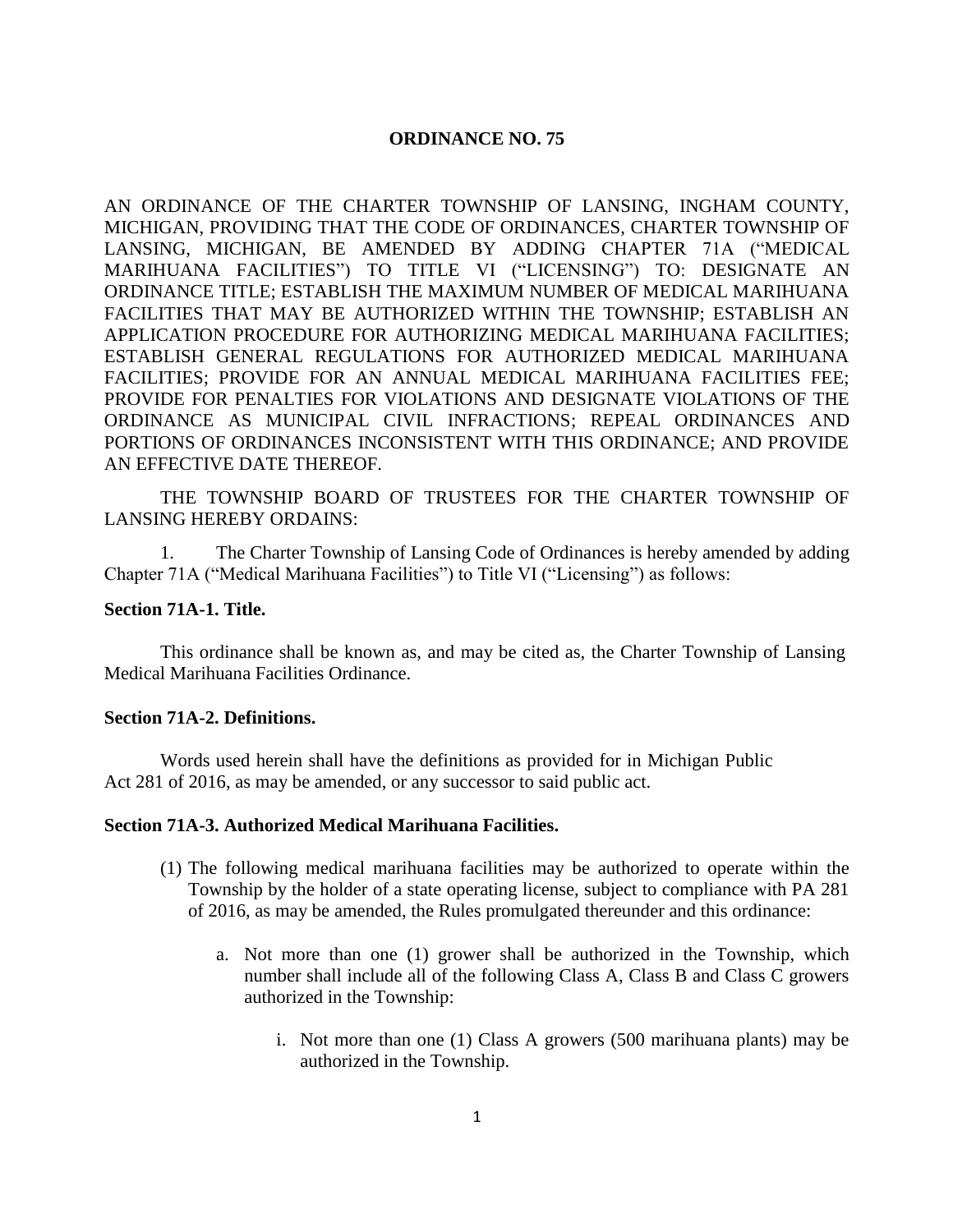# ORDINANCE NO. 75

AN ORDINANCE OF THE CHARTER TOWNSHIP OF LANSING, INGHAM COUNTY, MICHIGAN, PROVIDING THAT THE CODE OF ORDINANCES, CHARTER TOWNSHIP OF LANSING, MICHIGAN, BE AMENDED BY ADDING CHAPTER 71A ("MEDICAL MARIHUANA FACILITIES") TO TITLE VI ("LICENSING") TO: DESIGNATE AN ORDINANCE TITLE; ESTABLISH THE MAXIMUM NUMBER OF MEDICAL MARIHUANA FACILITIES THAT MAY BE AUTHORIZED WITHIN THE TOWNSHIP; ESTABLISH AN APPLICATION PROCEDURE FOR AUTHORIZING MEDICAL MARIHUANA FACILITIES; ESTABLISH GENERAL REGULATIONS FOR AUTHORIZED MEDICAL MARIHUANA FACILITIES; PROVIDE FOR AN ANNUAL MEDICAL MARIHUANA FACILITIES FEE; PROVIDE FOR PENALTIES FOR VIOLATIONS AND DESIGNATE VIOLATIONS OF THE ORDINANCE AS MUNICIPAL CIVIL INFRACTIONS; REPEAL ORDINANCES AND PORTIONS OF ORDINANCES INCONSISTENT WITH THIS ORDINANCE; AND PROVIDE AN EFFECTIVE DATE THEREOF.

THE TOWNSHIP BOARD OF TRUSTEES FOR THE CHARTER TOWNSHIP OF LANSING HEREBY ORDAINS:

1. The Charter Township of Lansing Code of Ordinances is hereby amended by adding Chapter 71A ("Medical Marihuana Facilities") to Title VI ("Licensing") as follows:

**Section 71A-1. Title.**

This ordinance shall be known as, and may be cited as, the Charter Township of Lansing Medical Marihuana Facilities Ordinance.

**Section 71A-2. Definitions.**

Words used herein shall have the definitions as provided for in Michigan Public Act 281 of 2016, as may be amended, or any successor to said public act.

**Section 71A-3. Authorized Medical Marihuana Facilities.**

(1) The following medical marihuana facilities may be authorized to operate within the Township by the holder of a state operating license, subject to compliance with PA 281 of 2016, as may be amended, the Rules promulgated thereunder and this ordinance:

   a. Not more than one (1) grower shall be authorized in the Township, which number shall include all of the following Class A, Class B and Class C growers authorized in the Township:

      i. Not more than one (1) Class A growers (500 marihuana plants) may be authorized in the Township.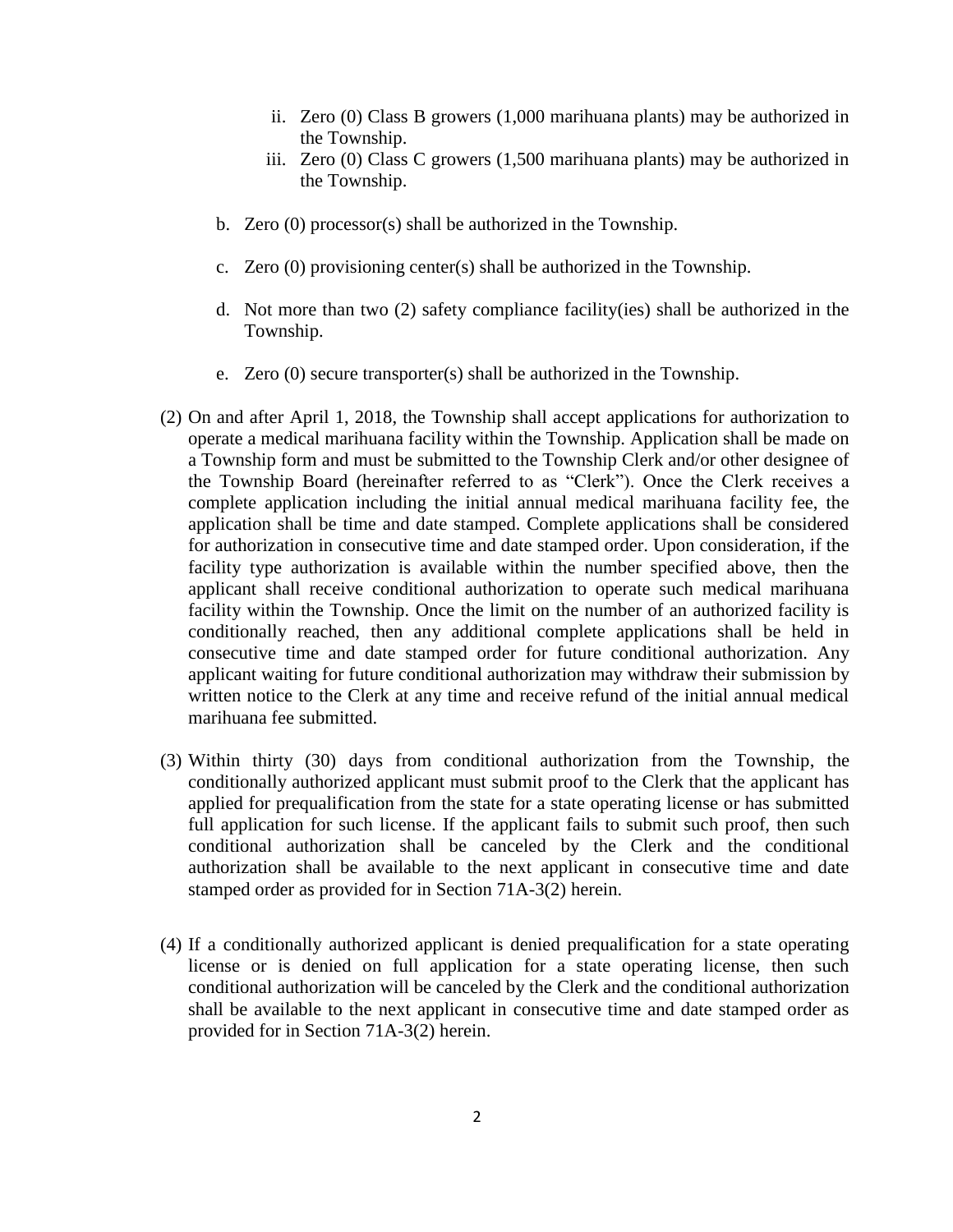ii. Zero (0) Class B growers (1,000 marihuana plants) may be authorized in the Township.
   iii. Zero (0) Class C growers (1,500 marihuana plants) may be authorized in the Township.

b. Zero (0) processor(s) shall be authorized in the Township.

c. Zero (0) provisioning center(s) shall be authorized in the Township.

d. Not more than two (2) safety compliance facility(ies) shall be authorized in the Township.

e. Zero (0) secure transporter(s) shall be authorized in the Township.

(2) On and after April 1, 2018, the Township shall accept applications for authorization to operate a medical marihuana facility within the Township. Application shall be made on a Township form and must be submitted to the Township Clerk and/or other designee of the Township Board (hereinafter referred to as "Clerk"). Once the Clerk receives a complete application including the initial annual medical marihuana facility fee, the application shall be time and date stamped. Complete applications shall be considered for authorization in consecutive time and date stamped order. Upon consideration, if the facility type authorization is available within the number specified above, then the applicant shall receive conditional authorization to operate such medical marihuana facility within the Township. Once the limit on the number of an authorized facility is conditionally reached, then any additional complete applications shall be held in consecutive time and date stamped order for future conditional authorization. Any applicant waiting for future conditional authorization may withdraw their submission by written notice to the Clerk at any time and receive refund of the initial annual medical marihuana fee submitted.

(3) Within thirty (30) days from conditional authorization from the Township, the conditionally authorized applicant must submit proof to the Clerk that the applicant has applied for prequalification from the state for a state operating license or has submitted full application for such license. If the applicant fails to submit such proof, then such conditional authorization shall be canceled by the Clerk and the conditional authorization shall be available to the next applicant in consecutive time and date stamped order as provided for in Section 71A-3(2) herein.

(4) If a conditionally authorized applicant is denied prequalification for a state operating license or is denied on full application for a state operating license, then such conditional authorization will be canceled by the Clerk and the conditional authorization shall be available to the next applicant in consecutive time and date stamped order as provided for in Section 71A-3(2) herein.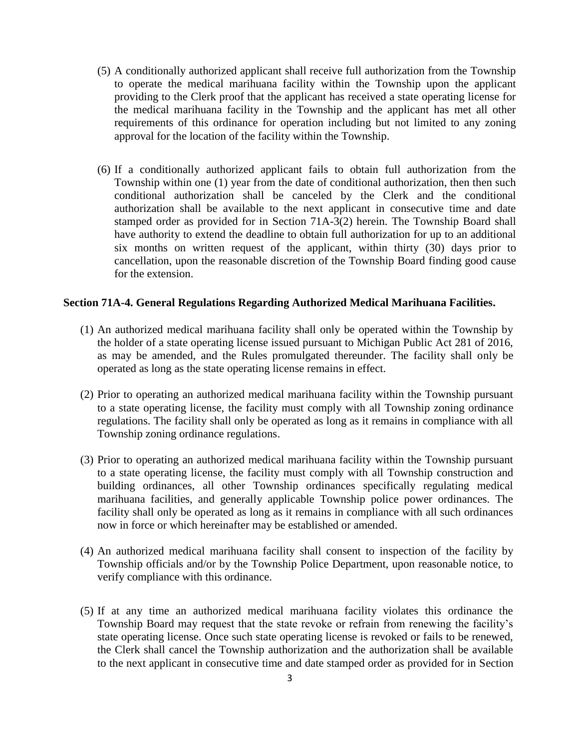(5) A conditionally authorized applicant shall receive full authorization from the Township to operate the medical marihuana facility within the Township upon the applicant providing to the Clerk proof that the applicant has received a state operating license for the medical marihuana facility in the Township and the applicant has met all other requirements of this ordinance for operation including but not limited to any zoning approval for the location of the facility within the Township.

(6) If a conditionally authorized applicant fails to obtain full authorization from the Township within one (1) year from the date of conditional authorization, then then such conditional authorization shall be canceled by the Clerk and the conditional authorization shall be available to the next applicant in consecutive time and date stamped order as provided for in Section 71A-3(2) herein. The Township Board shall have authority to extend the deadline to obtain full authorization for up to an additional six months on written request of the applicant, within thirty (30) days prior to cancellation, upon the reasonable discretion of the Township Board finding good cause for the extension.

**Section 71A-4. General Regulations Regarding Authorized Medical Marihuana Facilities.**

(1) An authorized medical marihuana facility shall only be operated within the Township by the holder of a state operating license issued pursuant to Michigan Public Act 281 of 2016, as may be amended, and the Rules promulgated thereunder. The facility shall only be operated as long as the state operating license remains in effect.

(2) Prior to operating an authorized medical marihuana facility within the Township pursuant to a state operating license, the facility must comply with all Township zoning ordinance regulations. The facility shall only be operated as long as it remains in compliance with all Township zoning ordinance regulations.

(3) Prior to operating an authorized medical marihuana facility within the Township pursuant to a state operating license, the facility must comply with all Township construction and building ordinances, all other Township ordinances specifically regulating medical marihuana facilities, and generally applicable Township police power ordinances. The facility shall only be operated as long as it remains in compliance with all such ordinances now in force or which hereinafter may be established or amended.

(4) An authorized medical marihuana facility shall consent to inspection of the facility by Township officials and/or by the Township Police Department, upon reasonable notice, to verify compliance with this ordinance.

(5) If at any time an authorized medical marihuana facility violates this ordinance the Township Board may request that the state revoke or refrain from renewing the facility's state operating license. Once such state operating license is revoked or fails to be renewed, the Clerk shall cancel the Township authorization and the authorization shall be available to the next applicant in consecutive time and date stamped order as provided for in Section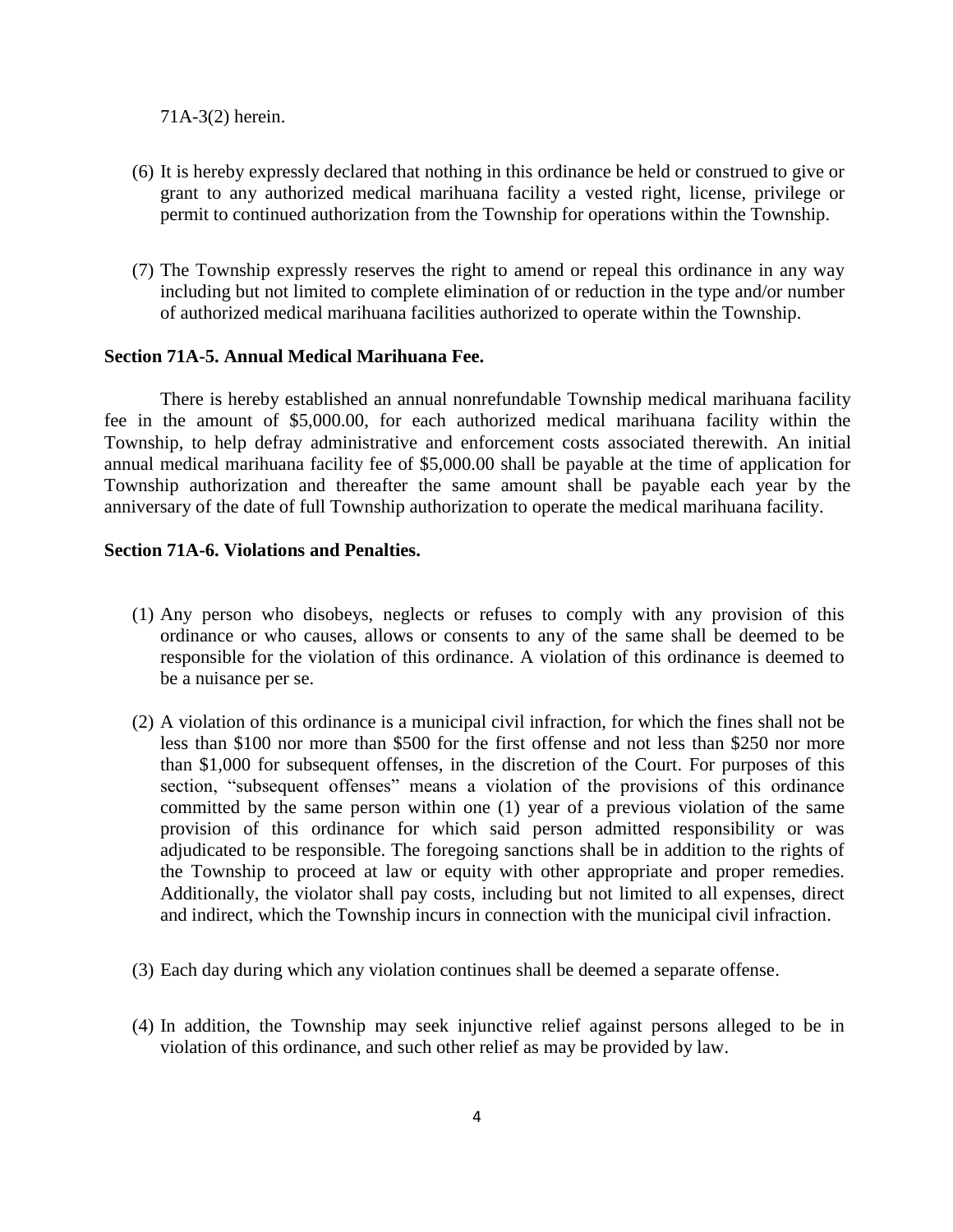71A-3(2) herein.

(6) It is hereby expressly declared that nothing in this ordinance be held or construed to give or grant to any authorized medical marihuana facility a vested right, license, privilege or permit to continued authorization from the Township for operations within the Township.

(7) The Township expressly reserves the right to amend or repeal this ordinance in any way including but not limited to complete elimination of or reduction in the type and/or number of authorized medical marihuana facilities authorized to operate within the Township.

**Section 71A-5. Annual Medical Marihuana Fee.**

There is hereby established an annual nonrefundable Township medical marihuana facility fee in the amount of $5,000.00, for each authorized medical marihuana facility within the Township, to help defray administrative and enforcement costs associated therewith. An initial annual medical marihuana facility fee of $5,000.00 shall be payable at the time of application for Township authorization and thereafter the same amount shall be payable each year by the anniversary of the date of full Township authorization to operate the medical marihuana facility.

**Section 71A-6. Violations and Penalties.**

(1) Any person who disobeys, neglects or refuses to comply with any provision of this ordinance or who causes, allows or consents to any of the same shall be deemed to be responsible for the violation of this ordinance. A violation of this ordinance is deemed to be a nuisance per se.

(2) A violation of this ordinance is a municipal civil infraction, for which the fines shall not be less than $100 nor more than $500 for the first offense and not less than $250 nor more than $1,000 for subsequent offenses, in the discretion of the Court. For purposes of this section, "subsequent offenses" means a violation of the provisions of this ordinance committed by the same person within one (1) year of a previous violation of the same provision of this ordinance for which said person admitted responsibility or was adjudicated to be responsible. The foregoing sanctions shall be in addition to the rights of the Township to proceed at law or equity with other appropriate and proper remedies. Additionally, the violator shall pay costs, including but not limited to all expenses, direct and indirect, which the Township incurs in connection with the municipal civil infraction.

(3) Each day during which any violation continues shall be deemed a separate offense.

(4) In addition, the Township may seek injunctive relief against persons alleged to be in violation of this ordinance, and such other relief as may be provided by law.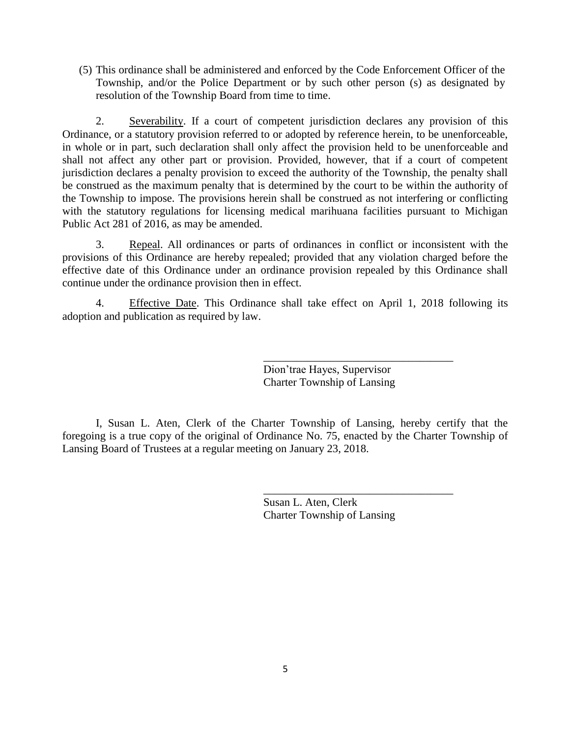(5) This ordinance shall be administered and enforced by the Code Enforcement Officer of the Township, and/or the Police Department or by such other person (s) as designated by resolution of the Township Board from time to time.

2. Severability. If a court of competent jurisdiction declares any provision of this Ordinance, or a statutory provision referred to or adopted by reference herein, to be unenforceable, in whole or in part, such declaration shall only affect the provision held to be unenforceable and shall not affect any other part or provision. Provided, however, that if a court of competent jurisdiction declares a penalty provision to exceed the authority of the Township, the penalty shall be construed as the maximum penalty that is determined by the court to be within the authority of the Township to impose. The provisions herein shall be construed as not interfering or conflicting with the statutory regulations for licensing medical marihuana facilities pursuant to Michigan Public Act 281 of 2016, as may be amended.

3. Repeal. All ordinances or parts of ordinances in conflict or inconsistent with the provisions of this Ordinance are hereby repealed; provided that any violation charged before the effective date of this Ordinance under an ordinance provision repealed by this Ordinance shall continue under the ordinance provision then in effect.

4. Effective Date. This Ordinance shall take effect on April 1, 2018 following its adoption and publication as required by law.

\_\_\_\_\_\_\_\_\_\_\_\_\_\_\_\_\_\_\_\_\_\_\_\_\_\_\_\_\_\_\_\_\_\_

Dion'trae Hayes, Supervisor
Charter Township of Lansing

I, Susan L. Aten, Clerk of the Charter Township of Lansing, hereby certify that the foregoing is a true copy of the original of Ordinance No. 75, enacted by the Charter Township of Lansing Board of Trustees at a regular meeting on January 23, 2018.

\_\_\_\_\_\_\_\_\_\_\_\_\_\_\_\_\_\_\_\_\_\_\_\_\_\_\_\_\_\_\_\_\_\_

Susan L. Aten, Clerk
Charter Township of Lansing